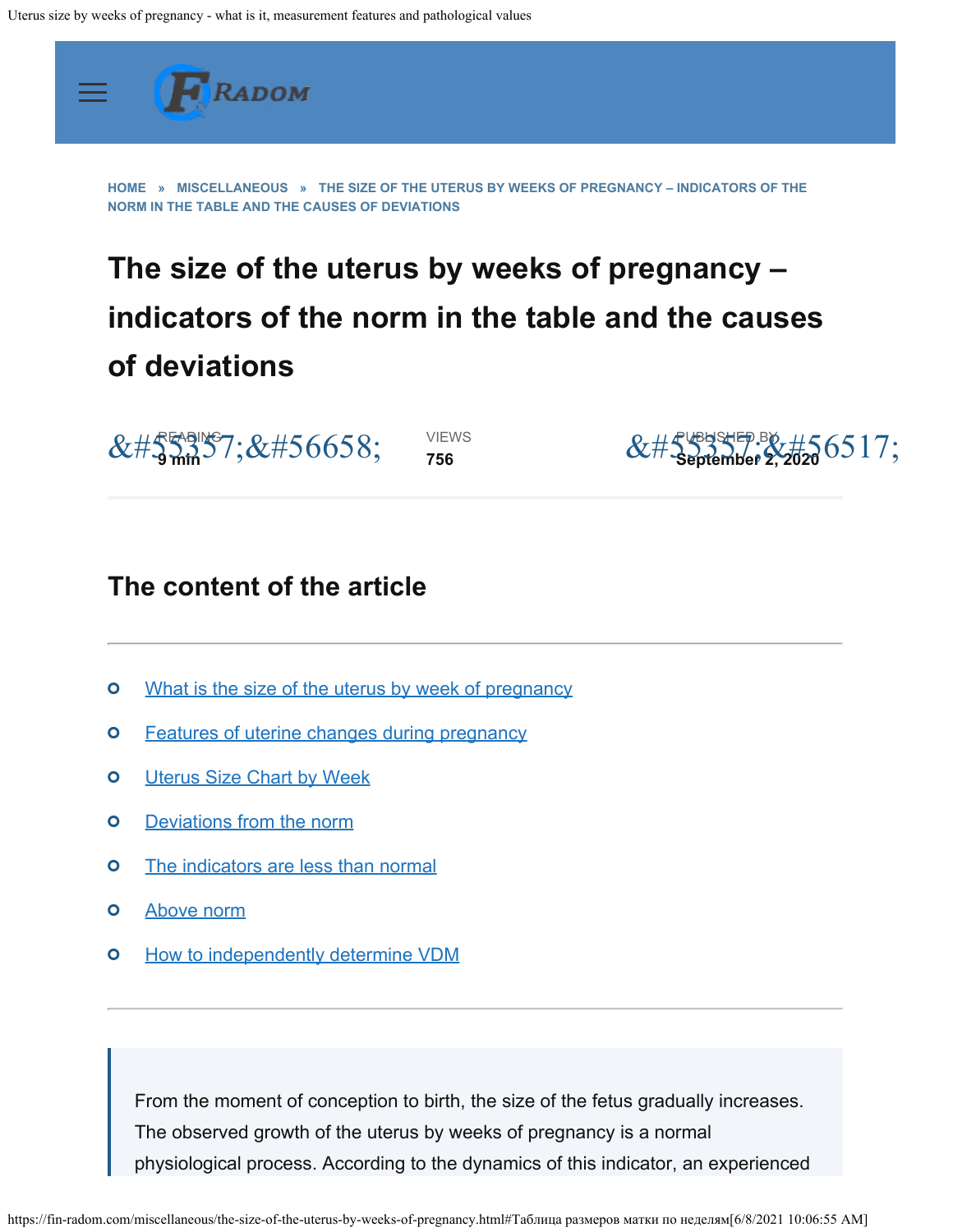HOME » MISCELLANEOUS » THE SIZE OF THE UTERUS BY WEEKS OF PREGNANCY – INDICATORS OF THE NORM IN THE TABLE AND THE CAUSES OF DEVIATIONS

# The size of the uterus by weeks of pregnancy – indicators of the norm in the table and the causes of deviations

READING **9 min** | VIEWS **756** | PUBLISHED BY **September 2, 2020**

## The content of the article

- What is the size of the uterus by week of pregnancy
- Features of uterine changes during pregnancy
- Uterus Size Chart by Week
- Deviations from the norm
- The indicators are less than normal
- Above norm
- How to independently determine VDM

> From the moment of conception to birth, the size of the fetus gradually increases. The observed growth of the uterus by weeks of pregnancy is a normal physiological process. According to the dynamics of this indicator, an experienced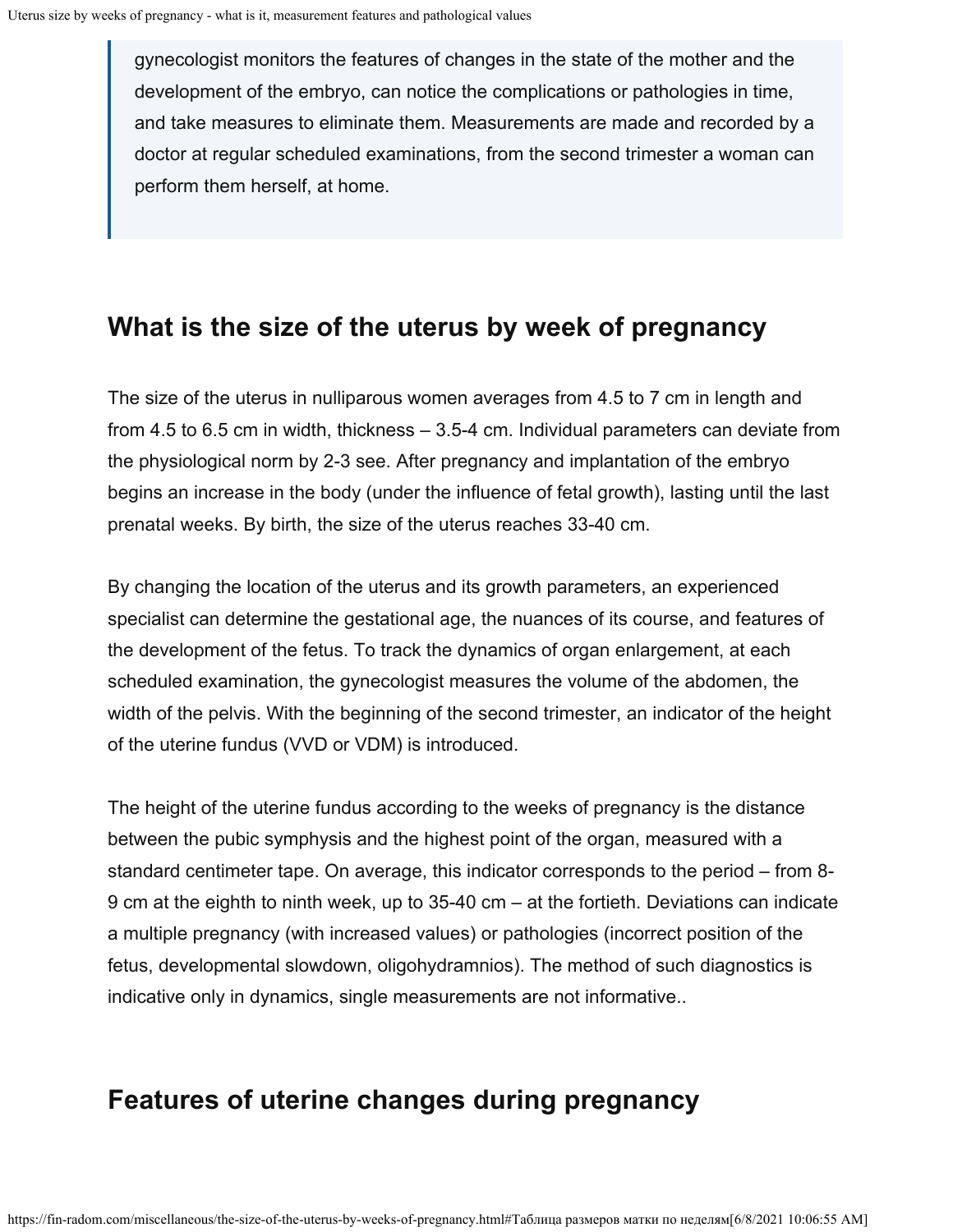> gynecologist monitors the features of changes in the state of the mother and the development of the embryo, can notice the complications or pathologies in time, and take measures to eliminate them. Measurements are made and recorded by a doctor at regular scheduled examinations, from the second trimester a woman can perform them herself, at home.

## What is the size of the uterus by week of pregnancy

The size of the uterus in nulliparous women averages from 4.5 to 7 cm in length and from 4.5 to 6.5 cm in width, thickness – 3.5-4 cm. Individual parameters can deviate from the physiological norm by 2-3 see. After pregnancy and implantation of the embryo begins an increase in the body (under the influence of fetal growth), lasting until the last prenatal weeks. By birth, the size of the uterus reaches 33-40 cm.

By changing the location of the uterus and its growth parameters, an experienced specialist can determine the gestational age, the nuances of its course, and features of the development of the fetus. To track the dynamics of organ enlargement, at each scheduled examination, the gynecologist measures the volume of the abdomen, the width of the pelvis. With the beginning of the second trimester, an indicator of the height of the uterine fundus (VVD or VDM) is introduced.

The height of the uterine fundus according to the weeks of pregnancy is the distance between the pubic symphysis and the highest point of the organ, measured with a standard centimeter tape. On average, this indicator corresponds to the period – from 8-9 cm at the eighth to ninth week, up to 35-40 cm – at the fortieth. Deviations can indicate a multiple pregnancy (with increased values) or pathologies (incorrect position of the fetus, developmental slowdown, oligohydramnios). The method of such diagnostics is indicative only in dynamics, single measurements are not informative..

## Features of uterine changes during pregnancy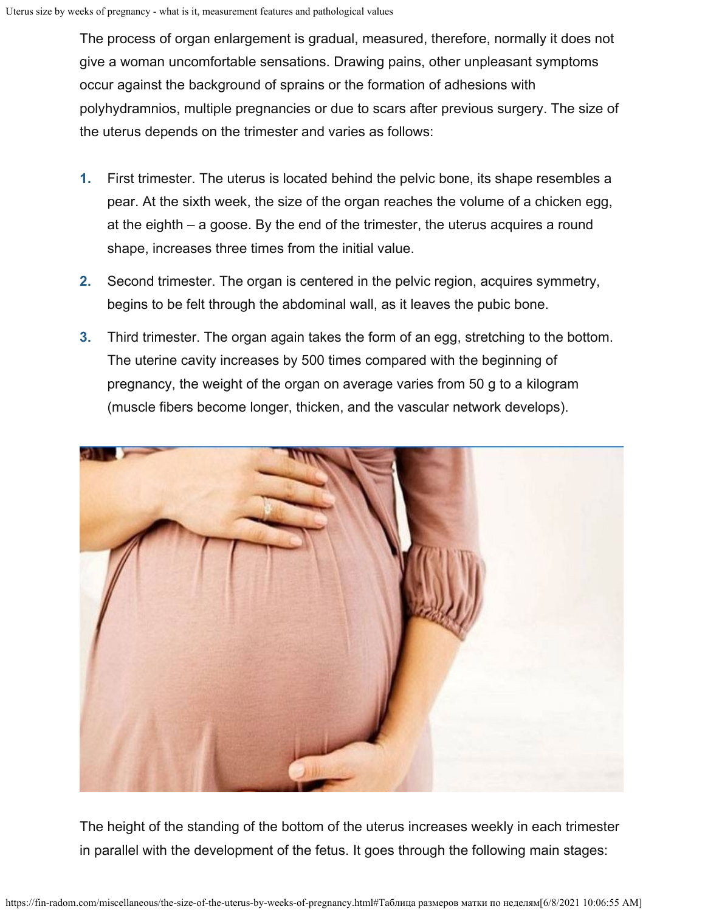The process of organ enlargement is gradual, measured, therefore, normally it does not give a woman uncomfortable sensations. Drawing pains, other unpleasant symptoms occur against the background of sprains or the formation of adhesions with polyhydramnios, multiple pregnancies or due to scars after previous surgery. The size of the uterus depends on the trimester and varies as follows:

1. First trimester. The uterus is located behind the pelvic bone, its shape resembles a pear. At the sixth week, the size of the organ reaches the volume of a chicken egg, at the eighth – a goose. By the end of the trimester, the uterus acquires a round shape, increases three times from the initial value.
2. Second trimester. The organ is centered in the pelvic region, acquires symmetry, begins to be felt through the abdominal wall, as it leaves the pubic bone.
3. Third trimester. The organ again takes the form of an egg, stretching to the bottom. The uterine cavity increases by 500 times compared with the beginning of pregnancy, the weight of the organ on average varies from 50 g to a kilogram (muscle fibers become longer, thicken, and the vascular network develops).

The height of the standing of the bottom of the uterus increases weekly in each trimester in parallel with the development of the fetus. It goes through the following main stages: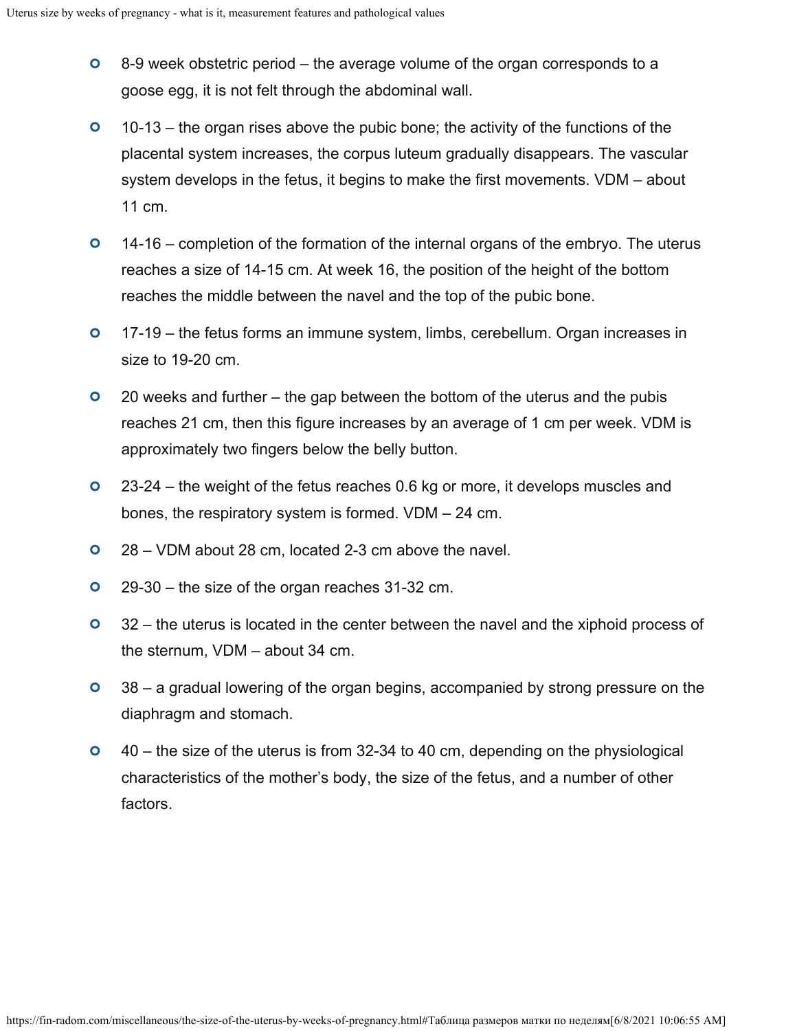- 8-9 week obstetric period – the average volume of the organ corresponds to a goose egg, it is not felt through the abdominal wall.
- 10-13 – the organ rises above the pubic bone; the activity of the functions of the placental system increases, the corpus luteum gradually disappears. The vascular system develops in the fetus, it begins to make the first movements. VDM – about 11 cm.
- 14-16 – completion of the formation of the internal organs of the embryo. The uterus reaches a size of 14-15 cm. At week 16, the position of the height of the bottom reaches the middle between the navel and the top of the pubic bone.
- 17-19 – the fetus forms an immune system, limbs, cerebellum. Organ increases in size to 19-20 cm.
- 20 weeks and further – the gap between the bottom of the uterus and the pubis reaches 21 cm, then this figure increases by an average of 1 cm per week. VDM is approximately two fingers below the belly button.
- 23-24 – the weight of the fetus reaches 0.6 kg or more, it develops muscles and bones, the respiratory system is formed. VDM – 24 cm.
- 28 – VDM about 28 cm, located 2-3 cm above the navel.
- 29-30 – the size of the organ reaches 31-32 cm.
- 32 – the uterus is located in the center between the navel and the xiphoid process of the sternum, VDM – about 34 cm.
- 38 – a gradual lowering of the organ begins, accompanied by strong pressure on the diaphragm and stomach.
- 40 – the size of the uterus is from 32-34 to 40 cm, depending on the physiological characteristics of the mother's body, the size of the fetus, and a number of other factors.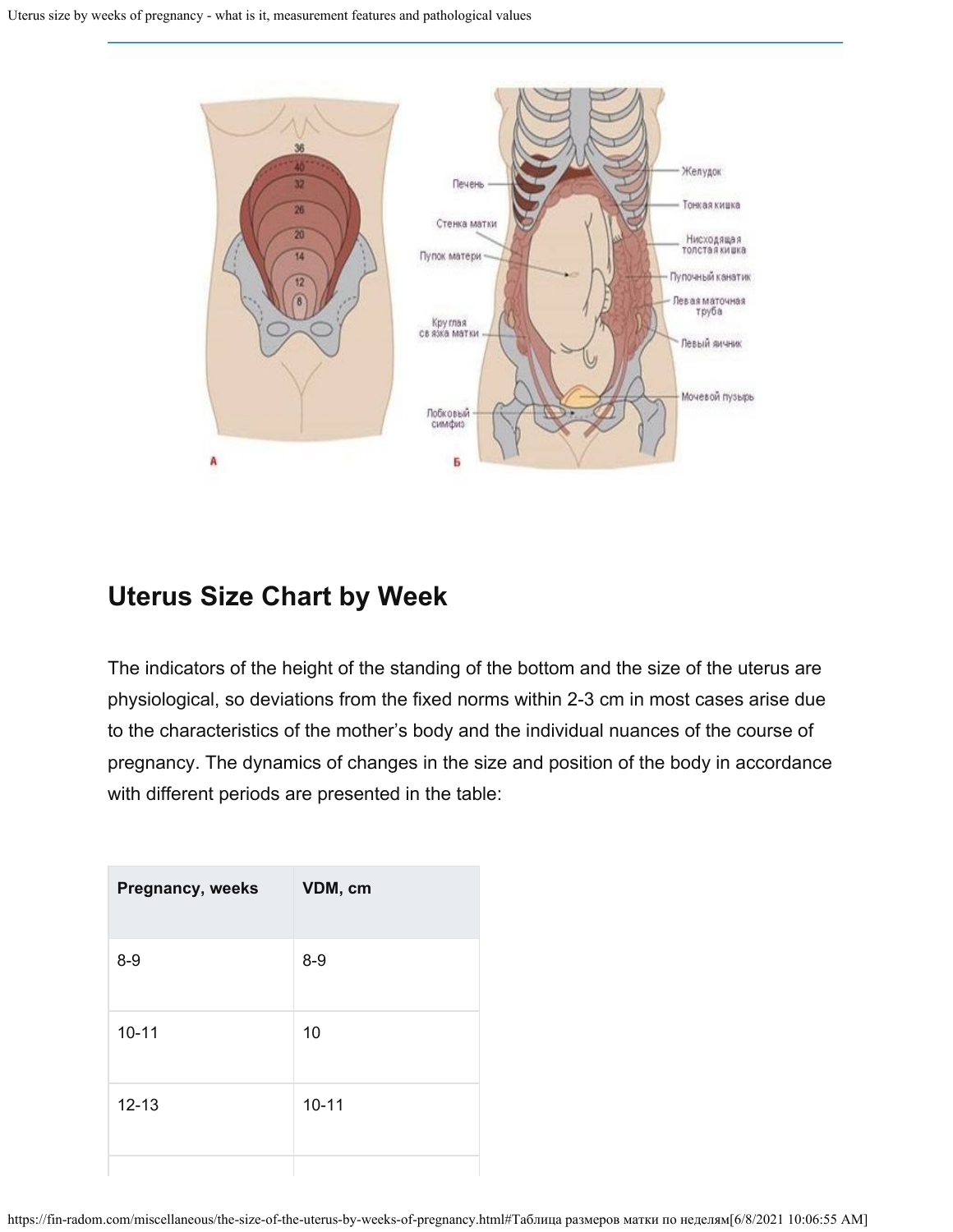## Uterus Size Chart by Week

The indicators of the height of the standing of the bottom and the size of the uterus are physiological, so deviations from the fixed norms within 2-3 cm in most cases arise due to the characteristics of the mother's body and the individual nuances of the course of pregnancy. The dynamics of changes in the size and position of the body in accordance with different periods are presented in the table:

| Pregnancy, weeks | VDM, cm |
| --- | --- |
| 8-9 | 8-9 |
| 10-11 | 10 |
| 12-13 | 10-11 |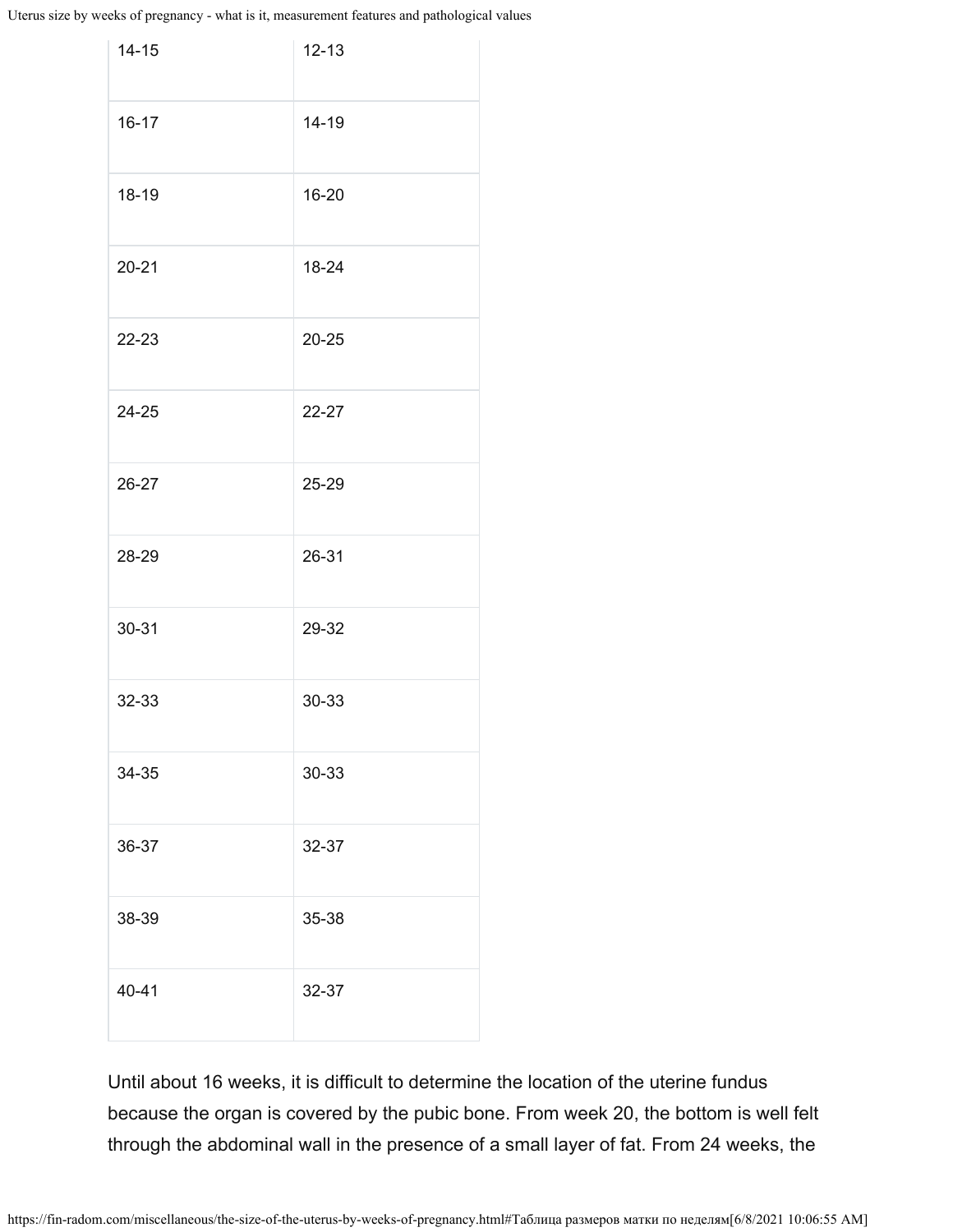| | |
|---|---|
| 14-15 | 12-13 |
| 16-17 | 14-19 |
| 18-19 | 16-20 |
| 20-21 | 18-24 |
| 22-23 | 20-25 |
| 24-25 | 22-27 |
| 26-27 | 25-29 |
| 28-29 | 26-31 |
| 30-31 | 29-32 |
| 32-33 | 30-33 |
| 34-35 | 30-33 |
| 36-37 | 32-37 |
| 38-39 | 35-38 |
| 40-41 | 32-37 |

Until about 16 weeks, it is difficult to determine the location of the uterine fundus because the organ is covered by the pubic bone. From week 20, the bottom is well felt through the abdominal wall in the presence of a small layer of fat. From 24 weeks, the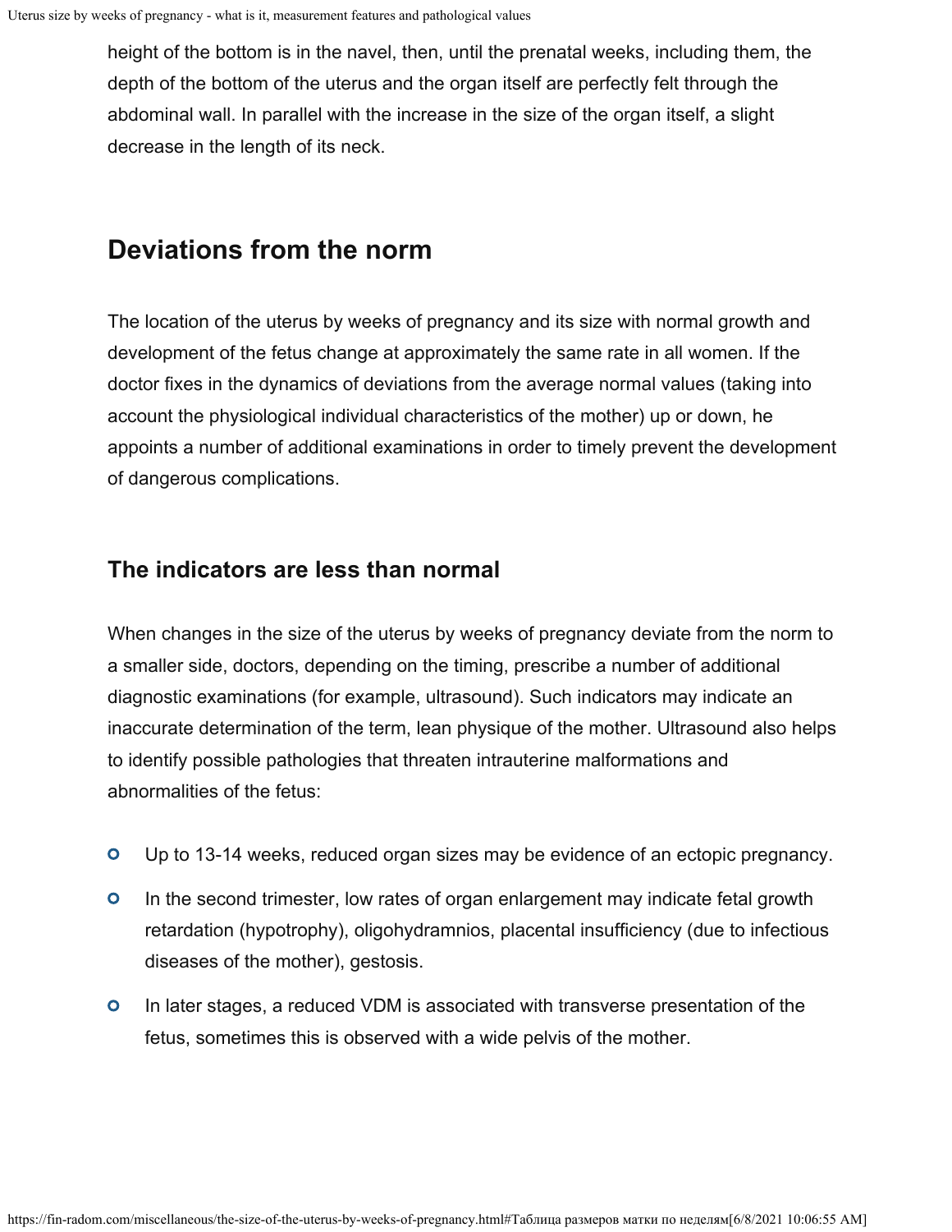height of the bottom is in the navel, then, until the prenatal weeks, including them, the depth of the bottom of the uterus and the organ itself are perfectly felt through the abdominal wall. In parallel with the increase in the size of the organ itself, a slight decrease in the length of its neck.

## Deviations from the norm

The location of the uterus by weeks of pregnancy and its size with normal growth and development of the fetus change at approximately the same rate in all women. If the doctor fixes in the dynamics of deviations from the average normal values (taking into account the physiological individual characteristics of the mother) up or down, he appoints a number of additional examinations in order to timely prevent the development of dangerous complications.

### The indicators are less than normal

When changes in the size of the uterus by weeks of pregnancy deviate from the norm to a smaller side, doctors, depending on the timing, prescribe a number of additional diagnostic examinations (for example, ultrasound). Such indicators may indicate an inaccurate determination of the term, lean physique of the mother. Ultrasound also helps to identify possible pathologies that threaten intrauterine malformations and abnormalities of the fetus:

- Up to 13-14 weeks, reduced organ sizes may be evidence of an ectopic pregnancy.
- In the second trimester, low rates of organ enlargement may indicate fetal growth retardation (hypotrophy), oligohydramnios, placental insufficiency (due to infectious diseases of the mother), gestosis.
- In later stages, a reduced VDM is associated with transverse presentation of the fetus, sometimes this is observed with a wide pelvis of the mother.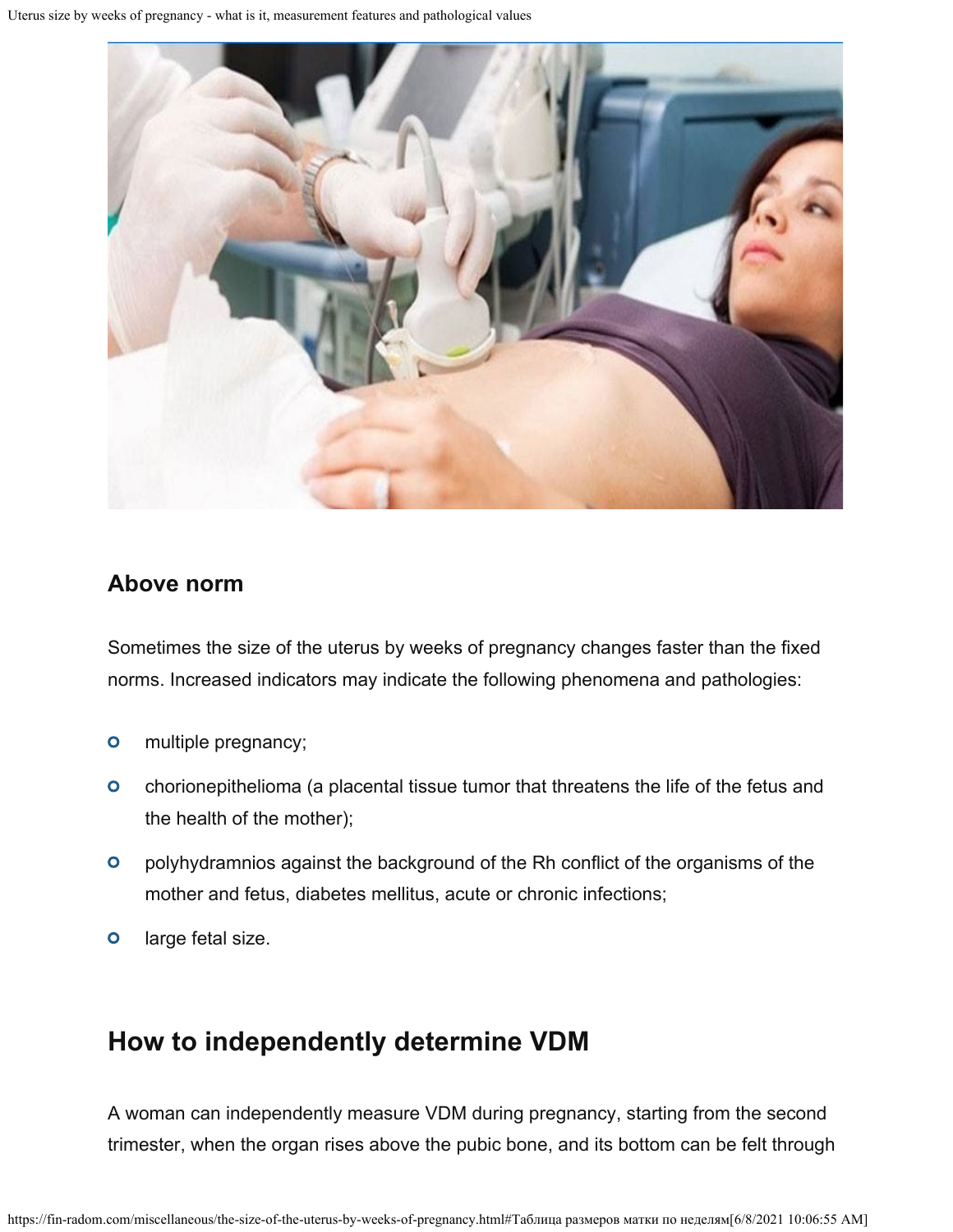## Above norm

Sometimes the size of the uterus by weeks of pregnancy changes faster than the fixed norms. Increased indicators may indicate the following phenomena and pathologies:

- multiple pregnancy;
- chorionepithelioma (a placental tissue tumor that threatens the life of the fetus and the health of the mother);
- polyhydramnios against the background of the Rh conflict of the organisms of the mother and fetus, diabetes mellitus, acute or chronic infections;
- large fetal size.

# How to independently determine VDM

A woman can independently measure VDM during pregnancy, starting from the second trimester, when the organ rises above the pubic bone, and its bottom can be felt through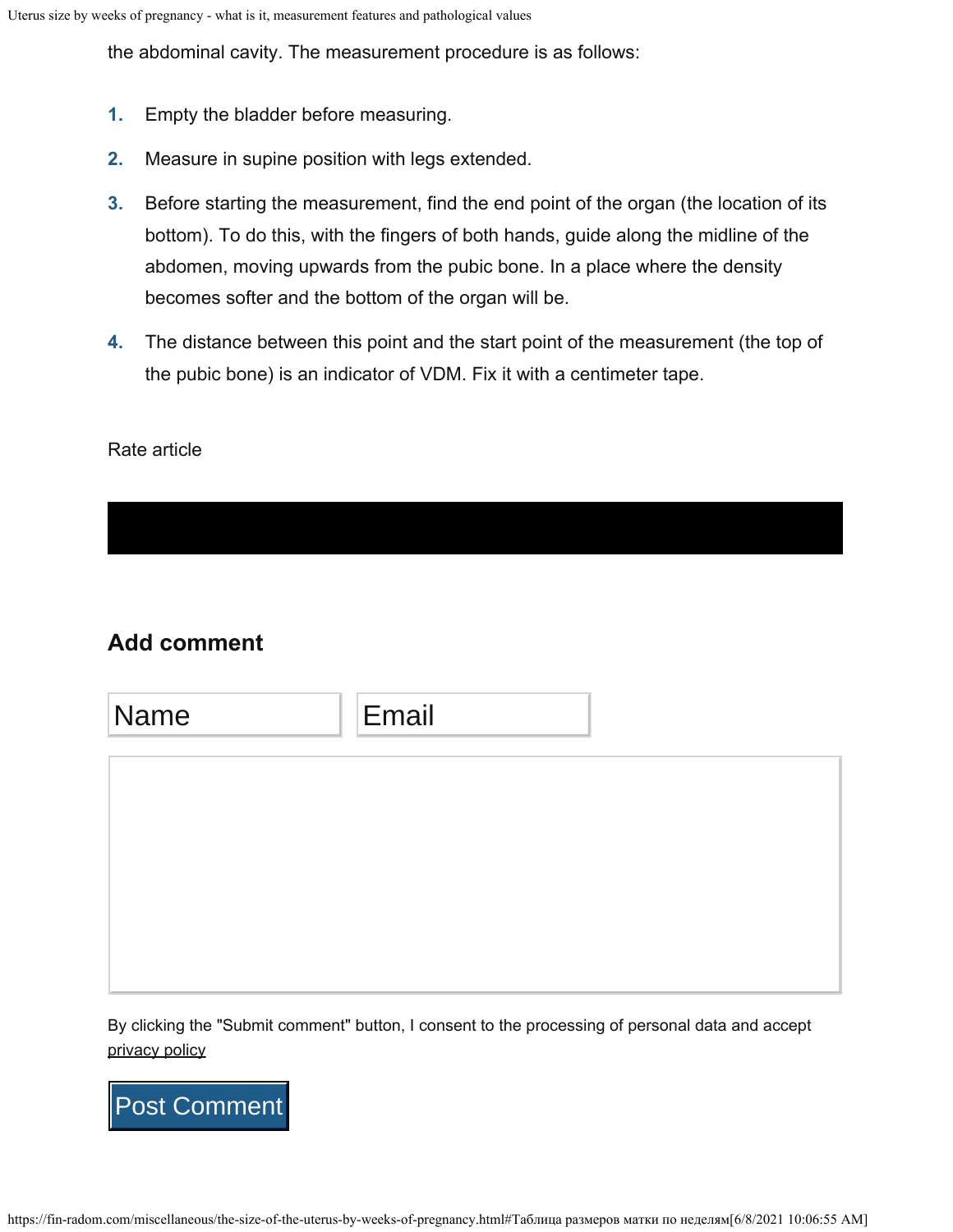the abdominal cavity. The measurement procedure is as follows:

1. Empty the bladder before measuring.
2. Measure in supine position with legs extended.
3. Before starting the measurement, find the end point of the organ (the location of its bottom). To do this, with the fingers of both hands, guide along the midline of the abdomen, moving upwards from the pubic bone. In a place where the density becomes softer and the bottom of the organ will be.
4. The distance between this point and the start point of the measurement (the top of the pubic bone) is an indicator of VDM. Fix it with a centimeter tape.

Rate article

### Add comment

Name Email

By clicking the "Submit comment" button, I consent to the processing of personal data and accept privacy policy

Post Comment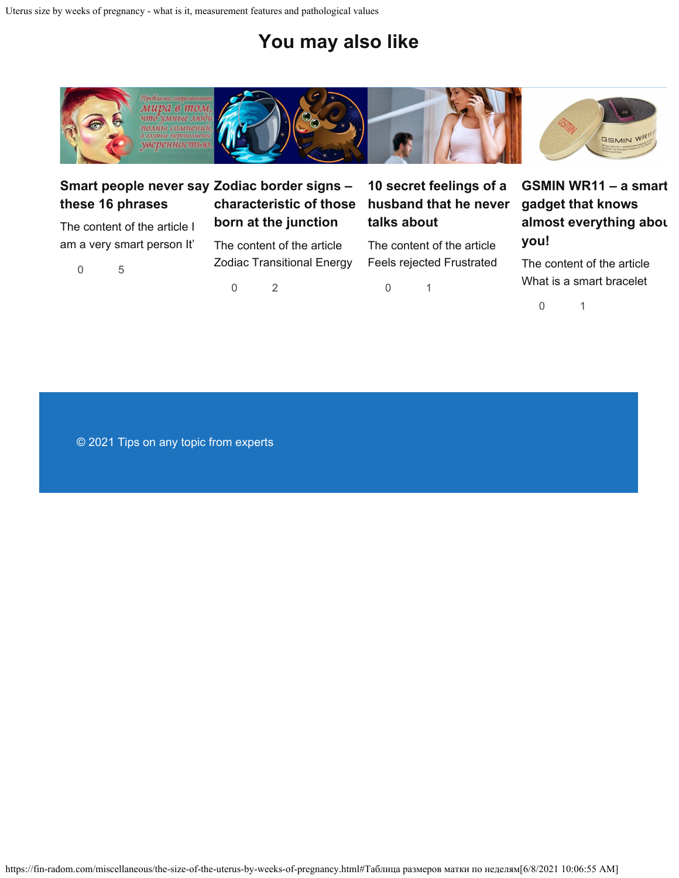## You may also like

### Smart people never say these 16 phrases

The content of the article I am a very smart person It'

0 5

### Zodiac border signs – characteristic of those born at the junction

The content of the article Zodiac Transitional Energy

0 2

### 10 secret feelings of a husband that he never talks about

The content of the article Feels rejected Frustrated

0 1

### GSMIN WR11 – a smart gadget that knows almost everything abou you!

The content of the article What is a smart bracelet

0 1

© 2021 Tips on any topic from experts